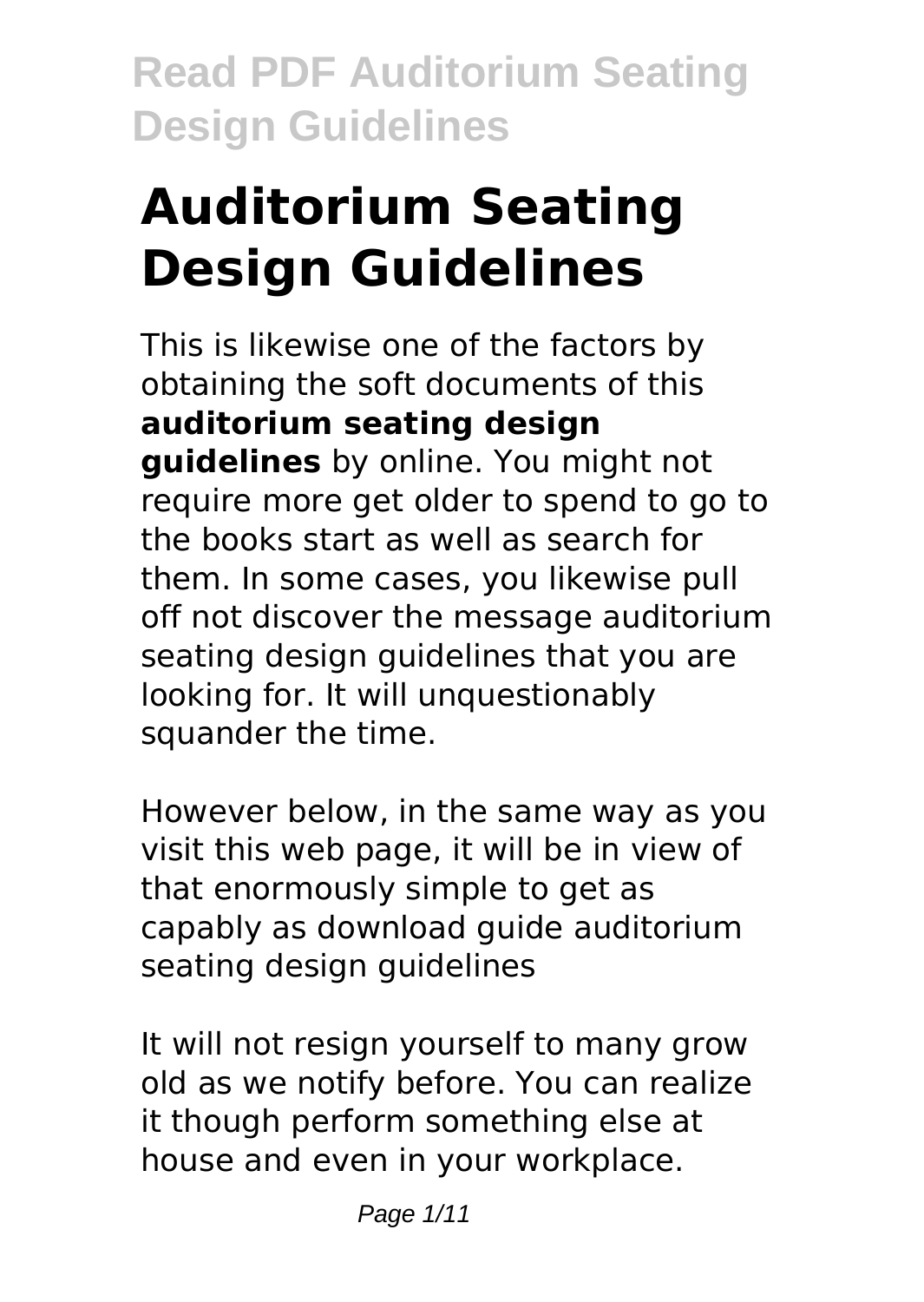# Auditorium Seating Design Guidelines

This is likewise one of the factors by obtaining the soft documents of this **auditorium seating design guidelines** by online. You might not require more get older to spend to go to the books start as well as search for them. In some cases, you likewise pull off not discover the message auditorium seating design guidelines that you are looking for. It will unquestionably squander the time.

However below, in the same way as you visit this web page, it will be in view of that enormously simple to get as capably as download guide auditorium seating design guidelines

It will not resign yourself to many grow old as we notify before. You can realize it though perform something else at house and even in your workplace.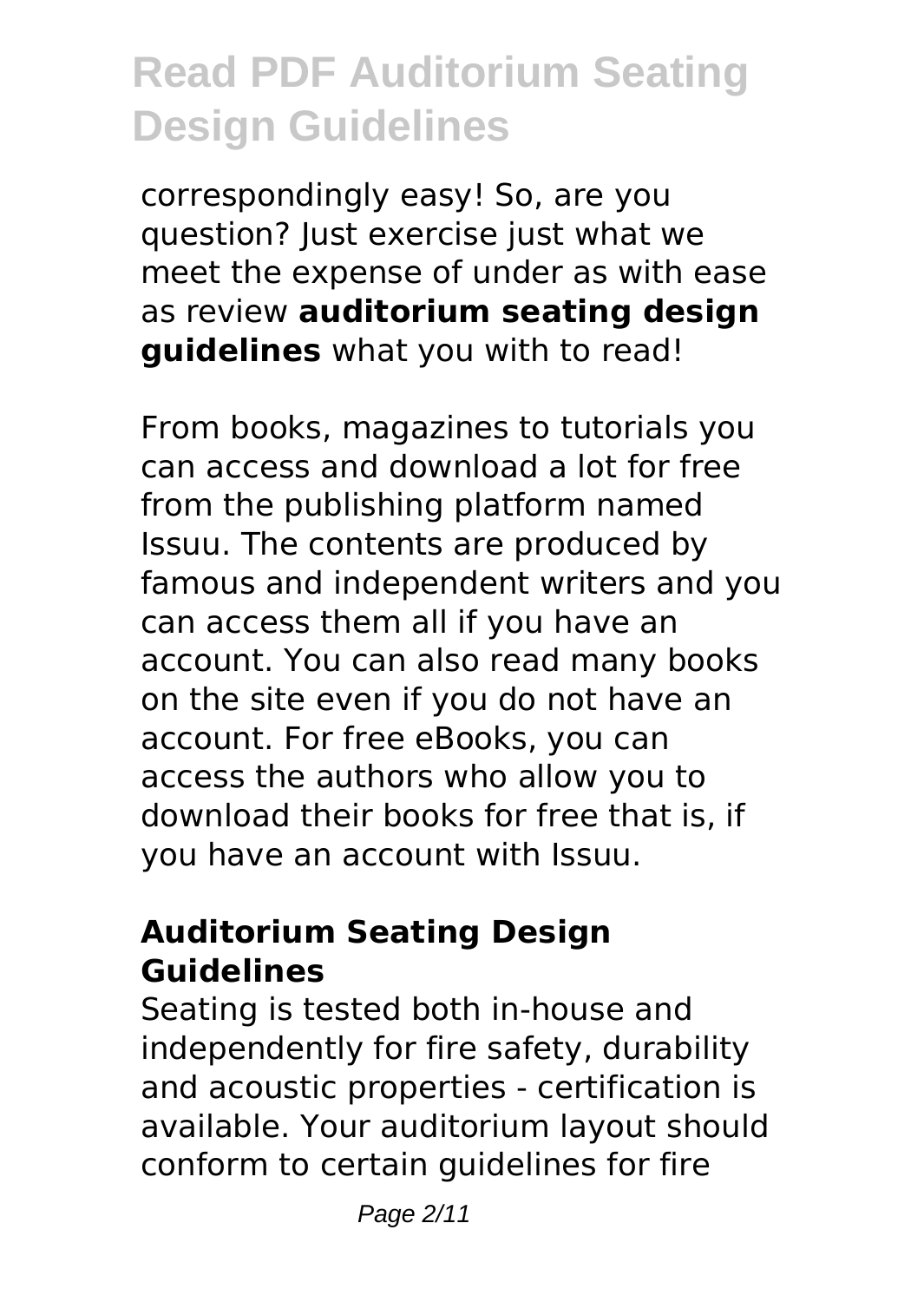correspondingly easy! So, are you question? Just exercise just what we meet the expense of under as with ease as review **auditorium seating design guidelines** what you with to read!

From books, magazines to tutorials you can access and download a lot for free from the publishing platform named Issuu. The contents are produced by famous and independent writers and you can access them all if you have an account. You can also read many books on the site even if you do not have an account. For free eBooks, you can access the authors who allow you to download their books for free that is, if you have an account with Issuu.

## Auditorium Seating Design Guidelines

Seating is tested both in-house and independently for fire safety, durability and acoustic properties - certification is available. Your auditorium layout should conform to certain guidelines for fire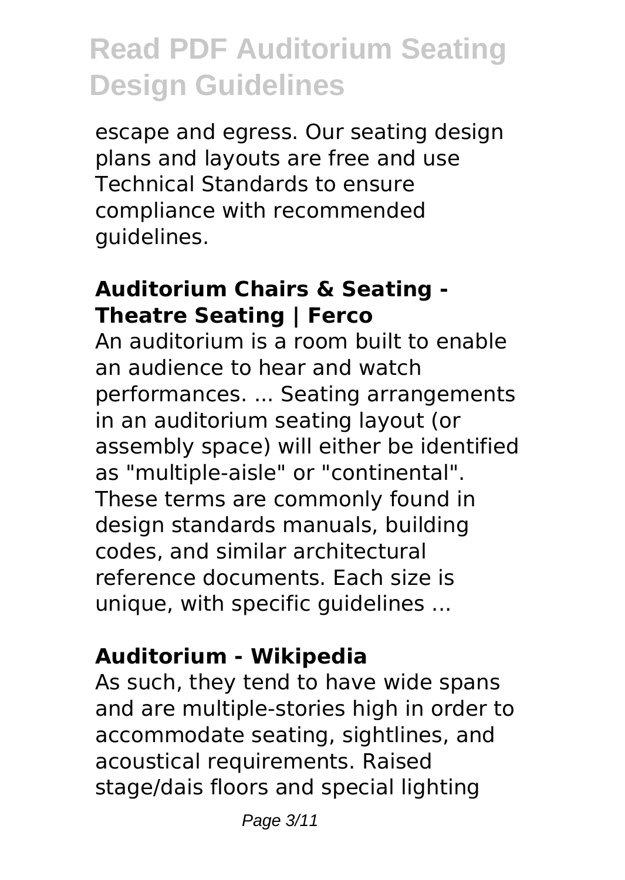escape and egress. Our seating design plans and layouts are free and use Technical Standards to ensure compliance with recommended guidelines.

### Auditorium Chairs & Seating - Theatre Seating | Ferco

An auditorium is a room built to enable an audience to hear and watch performances. ... Seating arrangements in an auditorium seating layout (or assembly space) will either be identified as "multiple-aisle" or "continental". These terms are commonly found in design standards manuals, building codes, and similar architectural reference documents. Each size is unique, with specific guidelines ...

### Auditorium - Wikipedia

As such, they tend to have wide spans and are multiple-stories high in order to accommodate seating, sightlines, and acoustical requirements. Raised stage/dais floors and special lighting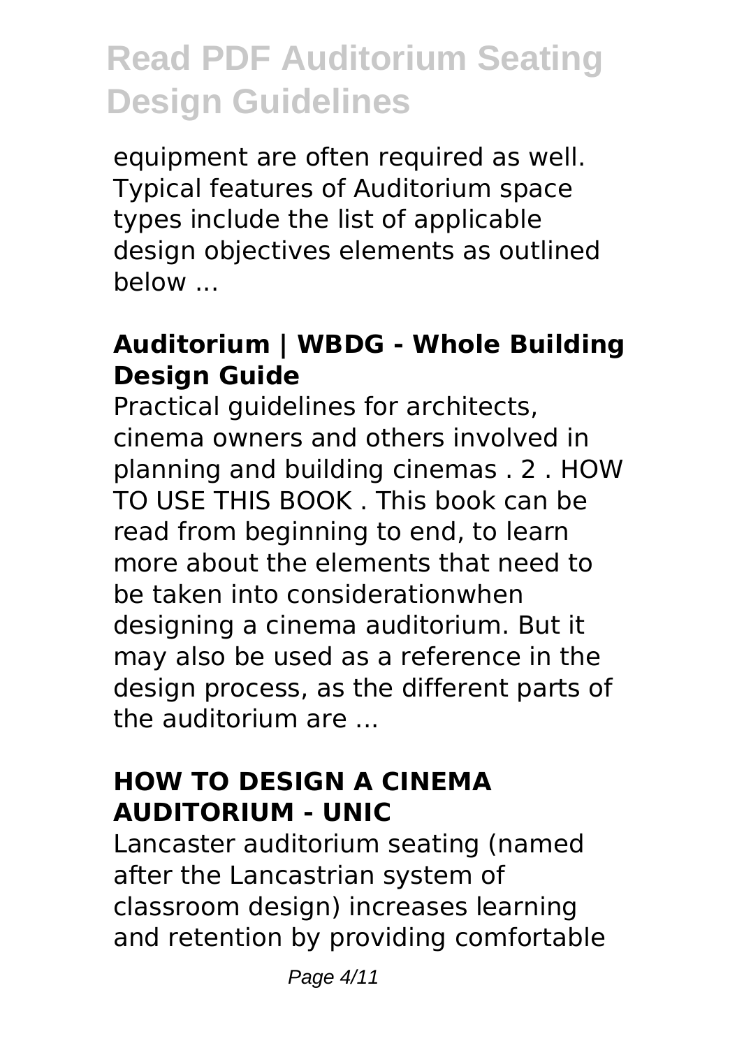equipment are often required as well. Typical features of Auditorium space types include the list of applicable design objectives elements as outlined below ...

### Auditorium | WBDG - Whole Building Design Guide

Practical guidelines for architects, cinema owners and others involved in planning and building cinemas . 2 . HOW TO USE THIS BOOK . This book can be read from beginning to end, to learn more about the elements that need to be taken into considerationwhen designing a cinema auditorium. But it may also be used as a reference in the design process, as the different parts of the auditorium are ...

### HOW TO DESIGN A CINEMA AUDITORIUM - UNIC

Lancaster auditorium seating (named after the Lancastrian system of classroom design) increases learning and retention by providing comfortable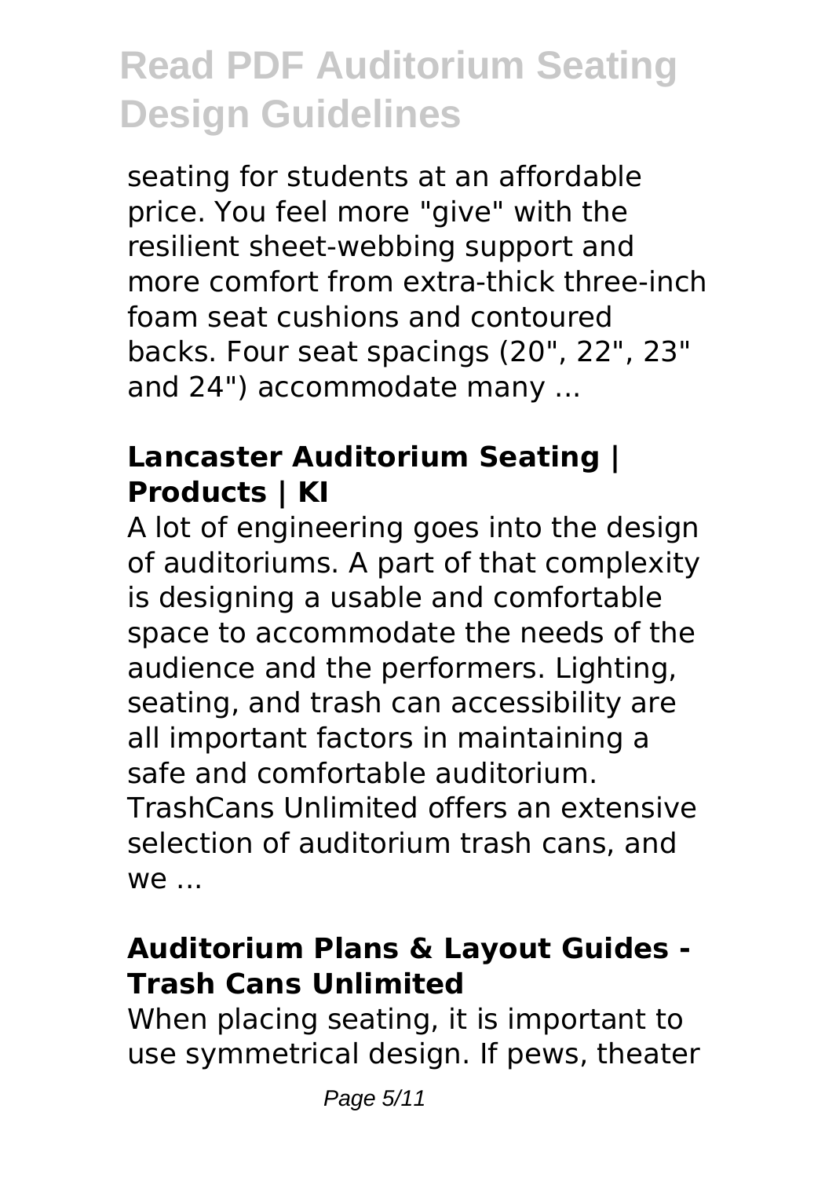seating for students at an affordable price. You feel more "give" with the resilient sheet-webbing support and more comfort from extra-thick three-inch foam seat cushions and contoured backs. Four seat spacings (20", 22", 23" and 24") accommodate many ...

### **Lancaster Auditorium Seating | Products | KI**

A lot of engineering goes into the design of auditoriums. A part of that complexity is designing a usable and comfortable space to accommodate the needs of the audience and the performers. Lighting, seating, and trash can accessibility are all important factors in maintaining a safe and comfortable auditorium. TrashCans Unlimited offers an extensive selection of auditorium trash cans, and we ...

### **Auditorium Plans & Layout Guides - Trash Cans Unlimited**

When placing seating, it is important to use symmetrical design. If pews, theater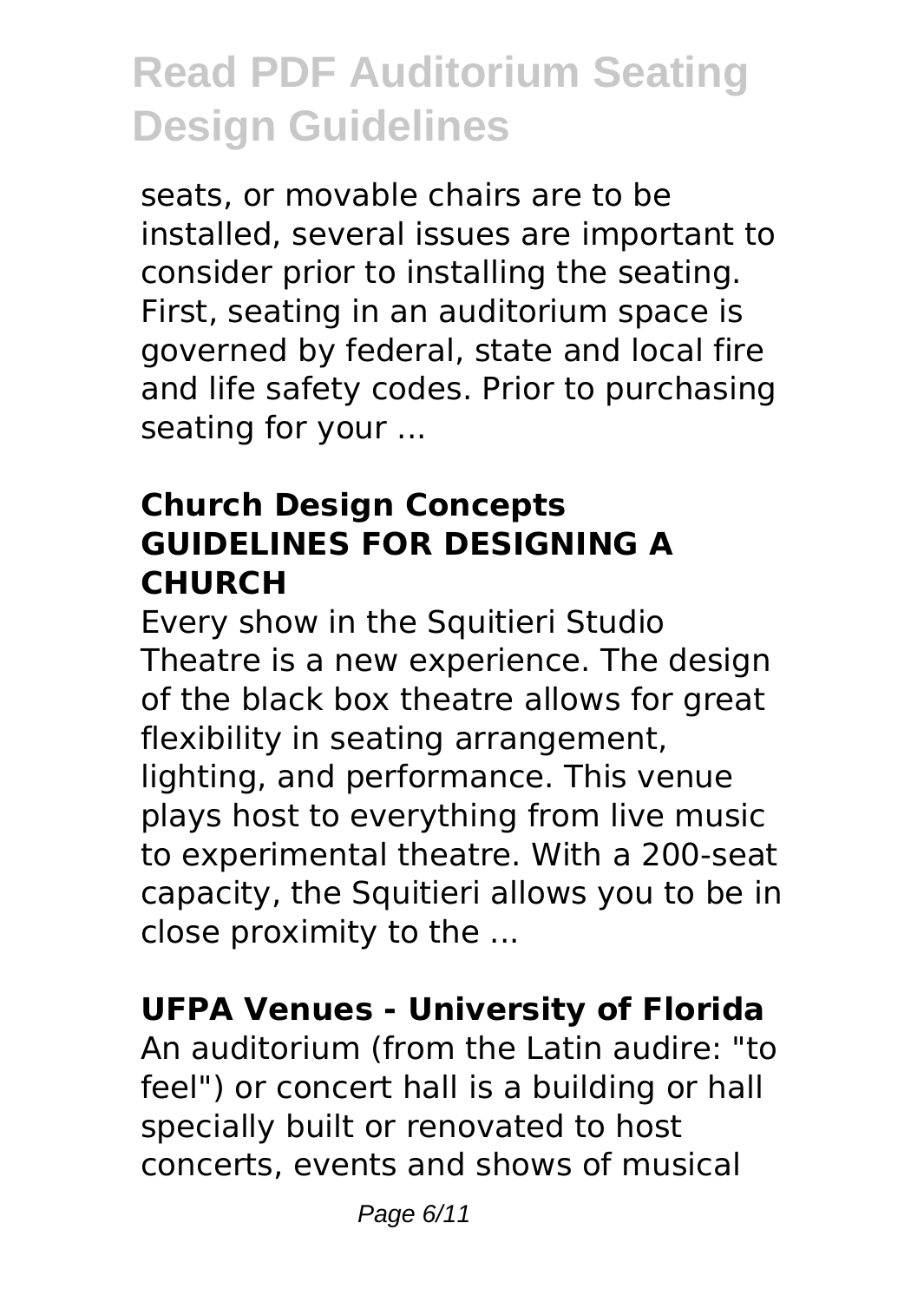seats, or movable chairs are to be installed, several issues are important to consider prior to installing the seating. First, seating in an auditorium space is governed by federal, state and local fire and life safety codes. Prior to purchasing seating for your ...

### Church Design Concepts GUIDELINES FOR DESIGNING A CHURCH

Every show in the Squitieri Studio Theatre is a new experience. The design of the black box theatre allows for great flexibility in seating arrangement, lighting, and performance. This venue plays host to everything from live music to experimental theatre. With a 200-seat capacity, the Squitieri allows you to be in close proximity to the ...

### UFPA Venues - University of Florida

An auditorium (from the Latin audire: "to feel") or concert hall is a building or hall specially built or renovated to host concerts, events and shows of musical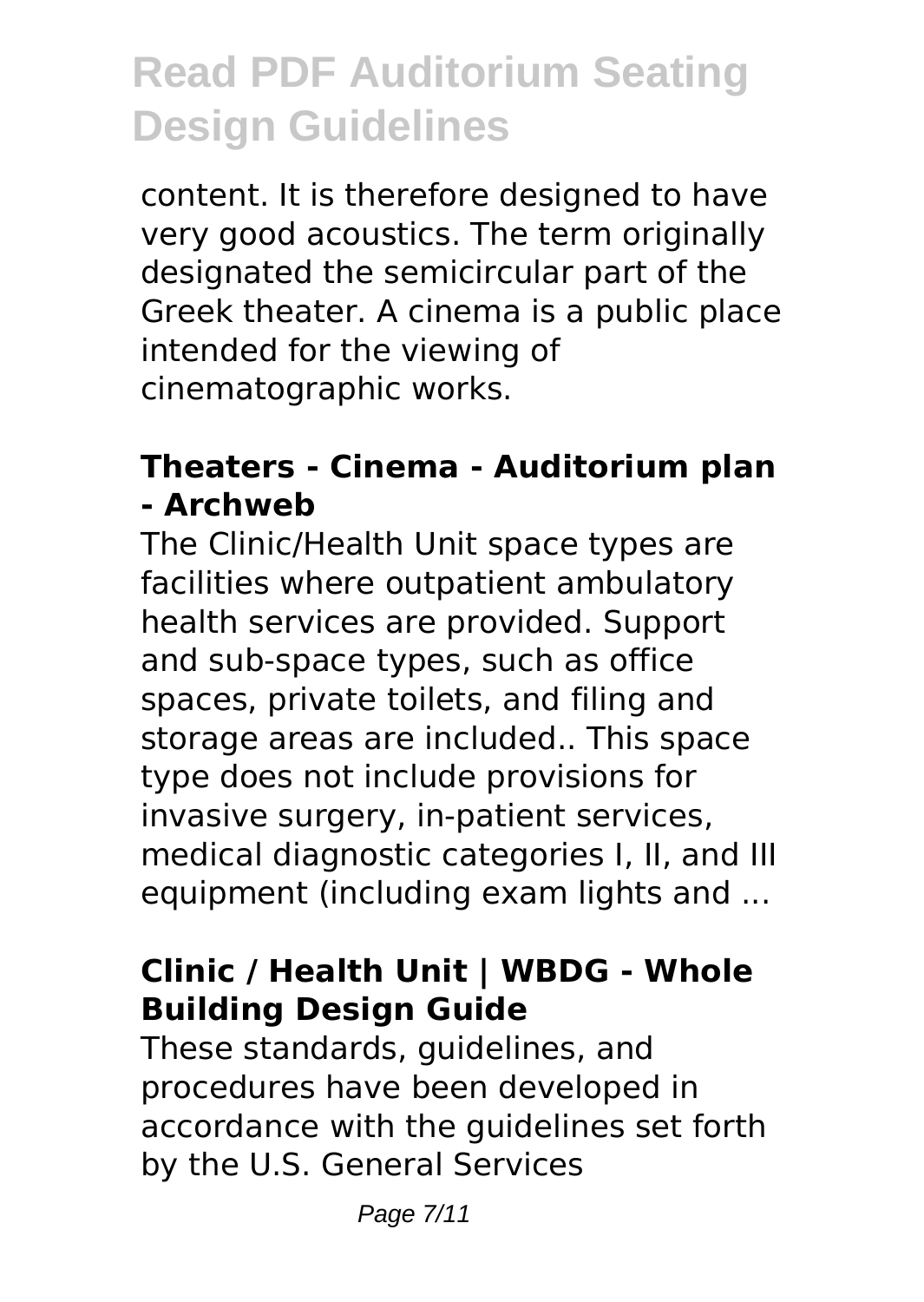content. It is therefore designed to have very good acoustics. The term originally designated the semicircular part of the Greek theater. A cinema is a public place intended for the viewing of cinematographic works.

### Theaters - Cinema - Auditorium plan - Archweb

The Clinic/Health Unit space types are facilities where outpatient ambulatory health services are provided. Support and sub-space types, such as office spaces, private toilets, and filing and storage areas are included.. This space type does not include provisions for invasive surgery, in-patient services, medical diagnostic categories I, II, and III equipment (including exam lights and ...

### Clinic / Health Unit | WBDG - Whole Building Design Guide

These standards, guidelines, and procedures have been developed in accordance with the guidelines set forth by the U.S. General Services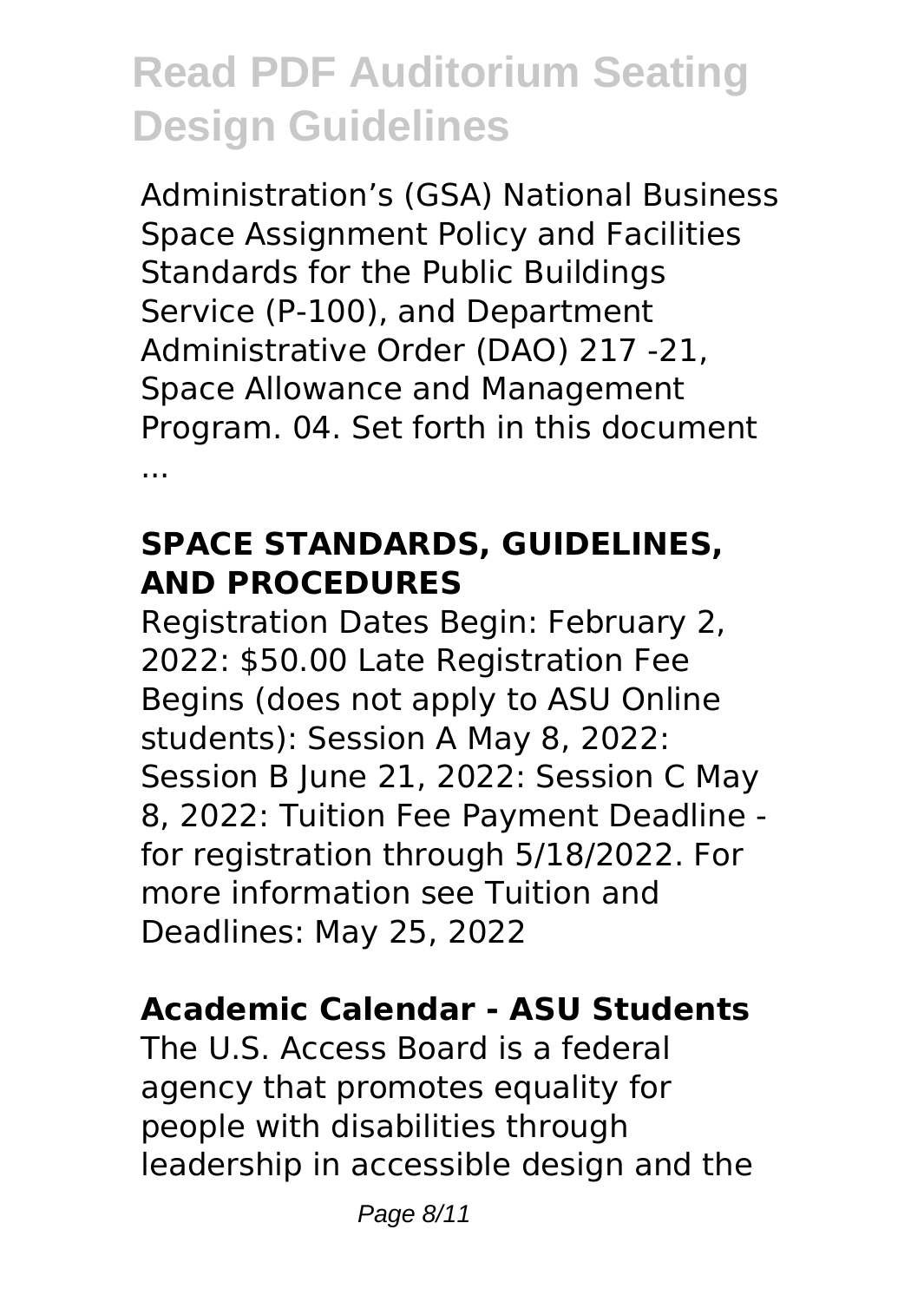Administration's (GSA) National Business Space Assignment Policy and Facilities Standards for the Public Buildings Service (P-100), and Department Administrative Order (DAO) 217 -21, Space Allowance and Management Program. 04. Set forth in this document ...

### SPACE STANDARDS, GUIDELINES, AND PROCEDURES

Registration Dates Begin: February 2, 2022: $50.00 Late Registration Fee Begins (does not apply to ASU Online students): Session A May 8, 2022: Session B June 21, 2022: Session C May 8, 2022: Tuition Fee Payment Deadline - for registration through 5/18/2022. For more information see Tuition and Deadlines: May 25, 2022

### Academic Calendar - ASU Students

The U.S. Access Board is a federal agency that promotes equality for people with disabilities through leadership in accessible design and the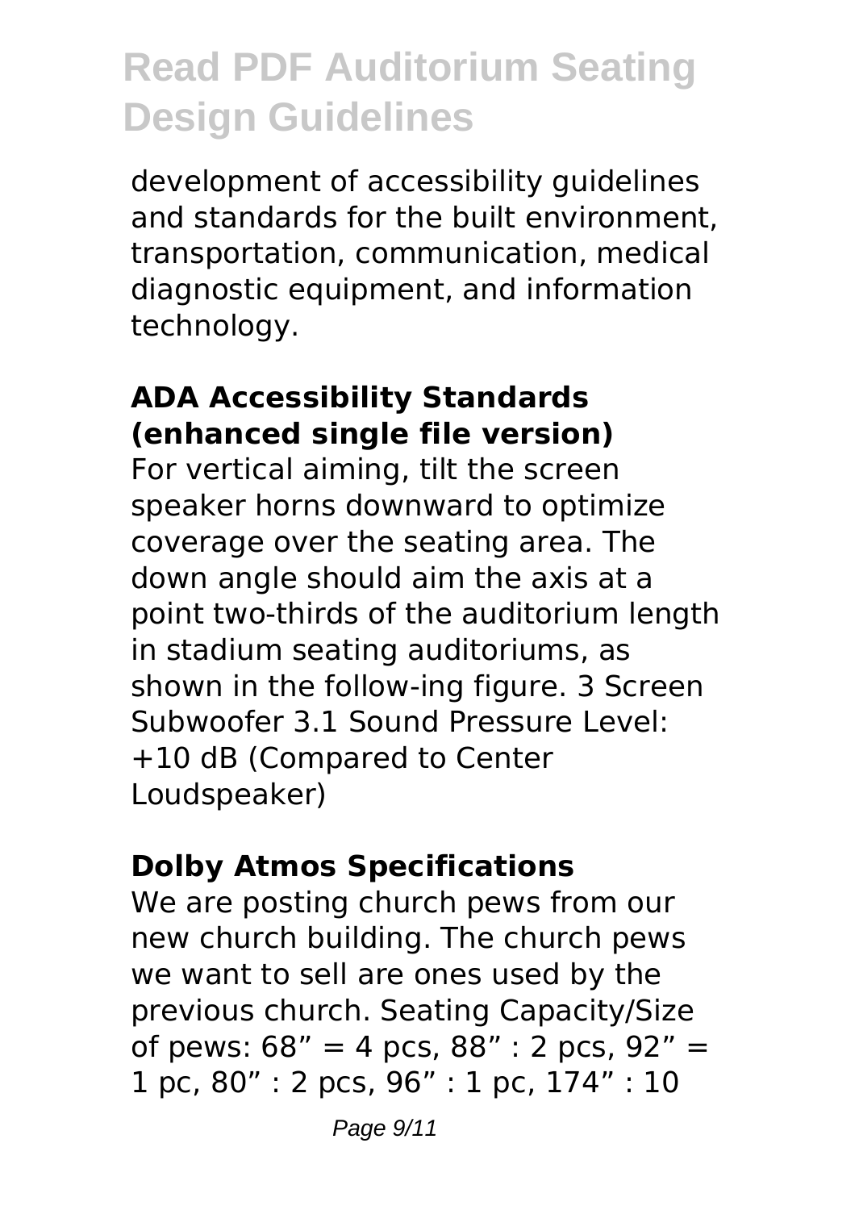development of accessibility guidelines and standards for the built environment, transportation, communication, medical diagnostic equipment, and information technology.

### ADA Accessibility Standards (enhanced single file version)

For vertical aiming, tilt the screen speaker horns downward to optimize coverage over the seating area. The down angle should aim the axis at a point two-thirds of the auditorium length in stadium seating auditoriums, as shown in the follow-ing figure. 3 Screen Subwoofer 3.1 Sound Pressure Level: +10 dB (Compared to Center Loudspeaker)

### Dolby Atmos Specifications

We are posting church pews from our new church building. The church pews we want to sell are ones used by the previous church. Seating Capacity/Size of pews: 68" = 4 pcs, 88" : 2 pcs, 92" = 1 pc, 80" : 2 pcs, 96" : 1 pc, 174" : 10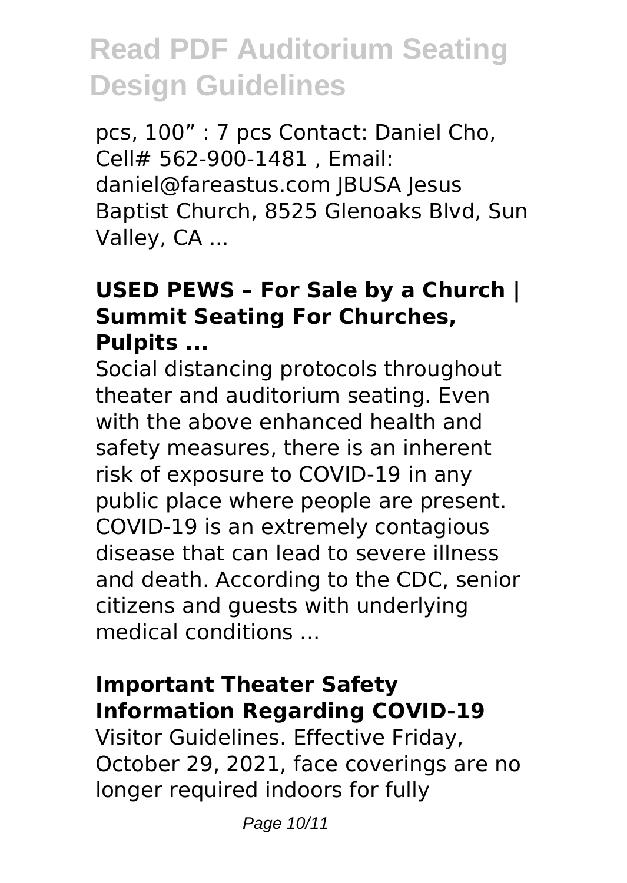pcs, 100" : 7 pcs Contact: Daniel Cho, Cell# 562-900-1481 , Email: daniel@fareastus.com JBUSA Jesus Baptist Church, 8525 Glenoaks Blvd, Sun Valley, CA ...

### USED PEWS – For Sale by a Church | Summit Seating For Churches, Pulpits ...

Social distancing protocols throughout theater and auditorium seating. Even with the above enhanced health and safety measures, there is an inherent risk of exposure to COVID-19 in any public place where people are present. COVID-19 is an extremely contagious disease that can lead to severe illness and death. According to the CDC, senior citizens and guests with underlying medical conditions ...

### Important Theater Safety Information Regarding COVID-19

Visitor Guidelines. Effective Friday, October 29, 2021, face coverings are no longer required indoors for fully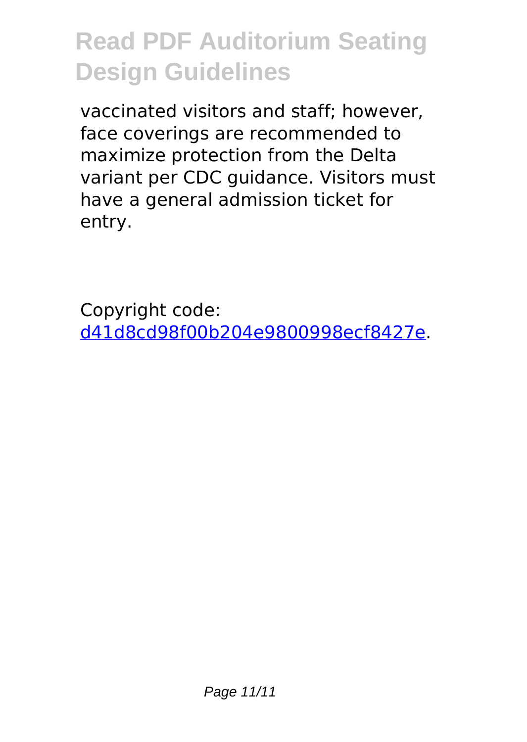vaccinated visitors and staff; however, face coverings are recommended to maximize protection from the Delta variant per CDC guidance. Visitors must have a general admission ticket for entry.

Copyright code: d41d8cd98f00b204e9800998ecf8427e.